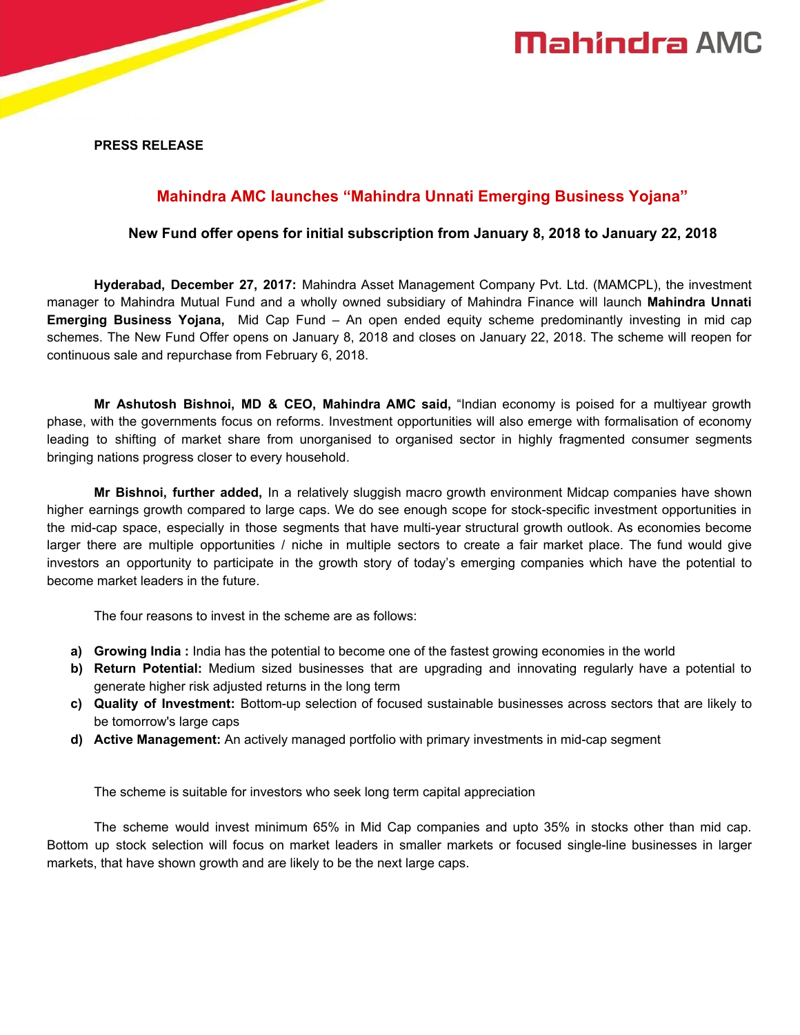**PRESS RELEASE**

## Mahindra AMC launches "Mahindra Unnati Emerging Business Yojana"

### New Fund offer opens for initial subscription from January 8, 2018 to January 22, 2018

**Hyderabad, December 27, 2017:** Mahindra Asset Management Company Pvt. Ltd. (MAMCPL), the investment manager to Mahindra Mutual Fund and a wholly owned subsidiary of Mahindra Finance will launch **Mahindra Unnati Emerging Business Yojana,** Mid Cap Fund – An open ended equity scheme predominantly investing in mid cap schemes. The New Fund Offer opens on January 8, 2018 and closes on January 22, 2018. The scheme will reopen for continuous sale and repurchase from February 6, 2018.

**Mr Ashutosh Bishnoi, MD & CEO, Mahindra AMC said,** "Indian economy is poised for a multiyear growth phase, with the governments focus on reforms. Investment opportunities will also emerge with formalisation of economy leading to shifting of market share from unorganised to organised sector in highly fragmented consumer segments bringing nations progress closer to every household.

**Mr Bishnoi, further added,** In a relatively sluggish macro growth environment Midcap companies have shown higher earnings growth compared to large caps. We do see enough scope for stock-specific investment opportunities in the mid-cap space, especially in those segments that have multi-year structural growth outlook. As economies become larger there are multiple opportunities / niche in multiple sectors to create a fair market place. The fund would give investors an opportunity to participate in the growth story of today's emerging companies which have the potential to become market leaders in the future.

The four reasons to invest in the scheme are as follows:

- **a) Growing India :** India has the potential to become one of the fastest growing economies in the world
- **b) Return Potential:** Medium sized businesses that are upgrading and innovating regularly have a potential to generate higher risk adjusted returns in the long term
- **c) Quality of Investment:** Bottom-up selection of focused sustainable businesses across sectors that are likely to be tomorrow's large caps
- **d) Active Management:** An actively managed portfolio with primary investments in mid-cap segment

The scheme is suitable for investors who seek long term capital appreciation

The scheme would invest minimum 65% in Mid Cap companies and upto 35% in stocks other than mid cap. Bottom up stock selection will focus on market leaders in smaller markets or focused single-line businesses in larger markets, that have shown growth and are likely to be the next large caps.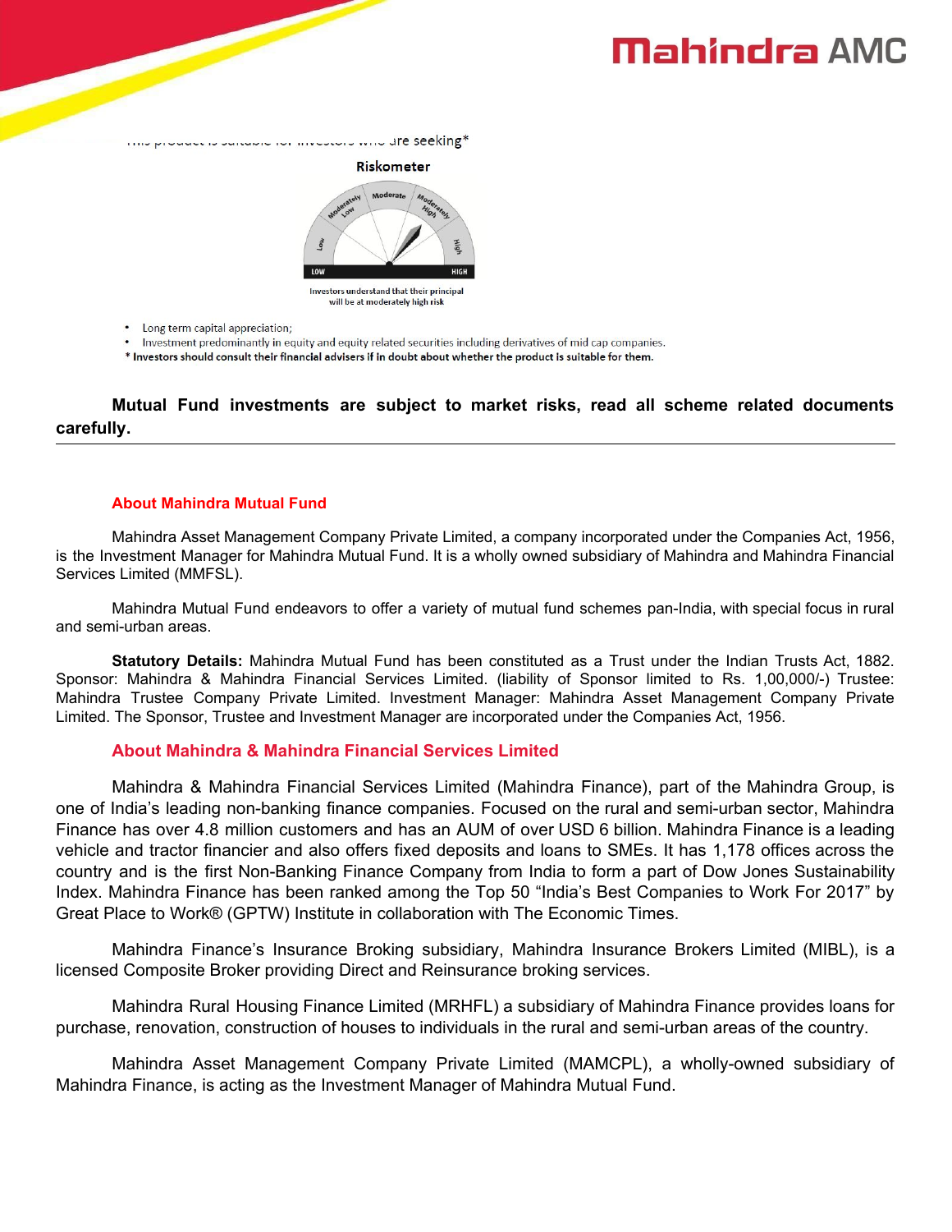This product is suitable for investors who are seeking*

Riskometer

Investors understand that their principal will be at moderately high risk

- Long term capital appreciation;
- Investment predominantly in equity and equity related securities including derivatives of mid cap companies.

**\* Investors should consult their financial advisers if in doubt about whether the product is suitable for them.**

**Mutual Fund investments are subject to market risks, read all scheme related documents carefully.**

---

## About Mahindra Mutual Fund

Mahindra Asset Management Company Private Limited, a company incorporated under the Companies Act, 1956, is the Investment Manager for Mahindra Mutual Fund. It is a wholly owned subsidiary of Mahindra and Mahindra Financial Services Limited (MMFSL).

Mahindra Mutual Fund endeavors to offer a variety of mutual fund schemes pan-India, with special focus in rural and semi-urban areas.

**Statutory Details:** Mahindra Mutual Fund has been constituted as a Trust under the Indian Trusts Act, 1882. Sponsor: Mahindra & Mahindra Financial Services Limited. (liability of Sponsor limited to Rs. 1,00,000/-) Trustee: Mahindra Trustee Company Private Limited. Investment Manager: Mahindra Asset Management Company Private Limited. The Sponsor, Trustee and Investment Manager are incorporated under the Companies Act, 1956.

## About Mahindra & Mahindra Financial Services Limited

Mahindra & Mahindra Financial Services Limited (Mahindra Finance), part of the Mahindra Group, is one of India's leading non-banking finance companies. Focused on the rural and semi-urban sector, Mahindra Finance has over 4.8 million customers and has an AUM of over USD 6 billion. Mahindra Finance is a leading vehicle and tractor financier and also offers fixed deposits and loans to SMEs. It has 1,178 offices across the country and is the first Non-Banking Finance Company from India to form a part of Dow Jones Sustainability Index. Mahindra Finance has been ranked among the Top 50 "India's Best Companies to Work For 2017" by Great Place to Work® (GPTW) Institute in collaboration with The Economic Times.

Mahindra Finance's Insurance Broking subsidiary, Mahindra Insurance Brokers Limited (MIBL), is a licensed Composite Broker providing Direct and Reinsurance broking services.

Mahindra Rural Housing Finance Limited (MRHFL) a subsidiary of Mahindra Finance provides loans for purchase, renovation, construction of houses to individuals in the rural and semi-urban areas of the country.

Mahindra Asset Management Company Private Limited (MAMCPL), a wholly-owned subsidiary of Mahindra Finance, is acting as the Investment Manager of Mahindra Mutual Fund.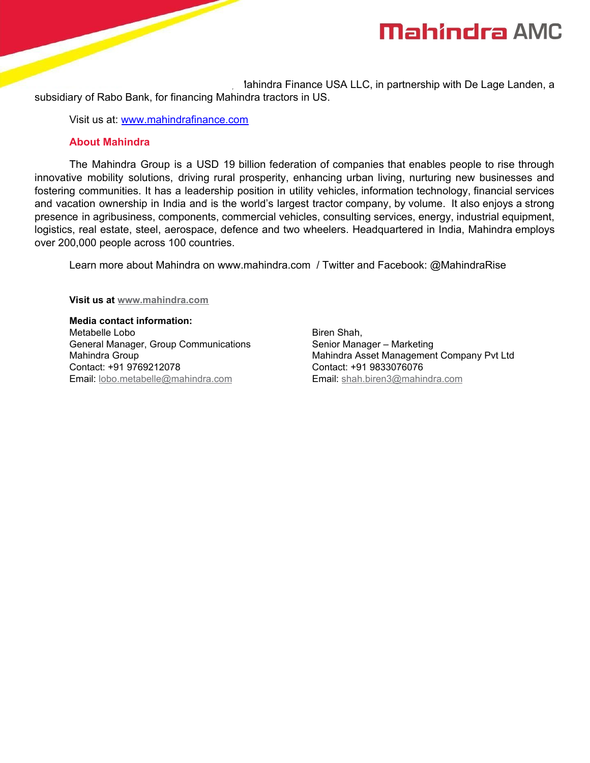, Mahindra Finance USA LLC, in partnership with De Lage Landen, a subsidiary of Rabo Bank, for financing Mahindra tractors in US.

Visit us at: www.mahindrafinance.com

**About Mahindra**

The Mahindra Group is a USD 19 billion federation of companies that enables people to rise through innovative mobility solutions, driving rural prosperity, enhancing urban living, nurturing new businesses and fostering communities. It has a leadership position in utility vehicles, information technology, financial services and vacation ownership in India and is the world's largest tractor company, by volume. It also enjoys a strong presence in agribusiness, components, commercial vehicles, consulting services, energy, industrial equipment, logistics, real estate, steel, aerospace, defence and two wheelers. Headquartered in India, Mahindra employs over 200,000 people across 100 countries.

Learn more about Mahindra on www.mahindra.com / Twitter and Facebook: @MahindraRise

**Visit us at www.mahindra.com**

**Media contact information:**

Metabelle Lobo
General Manager, Group Communications
Mahindra Group
Contact: +91 9769212078
Email: lobo.metabelle@mahindra.com

Biren Shah,
Senior Manager – Marketing
Mahindra Asset Management Company Pvt Ltd
Contact: +91 9833076076
Email: shah.biren3@mahindra.com